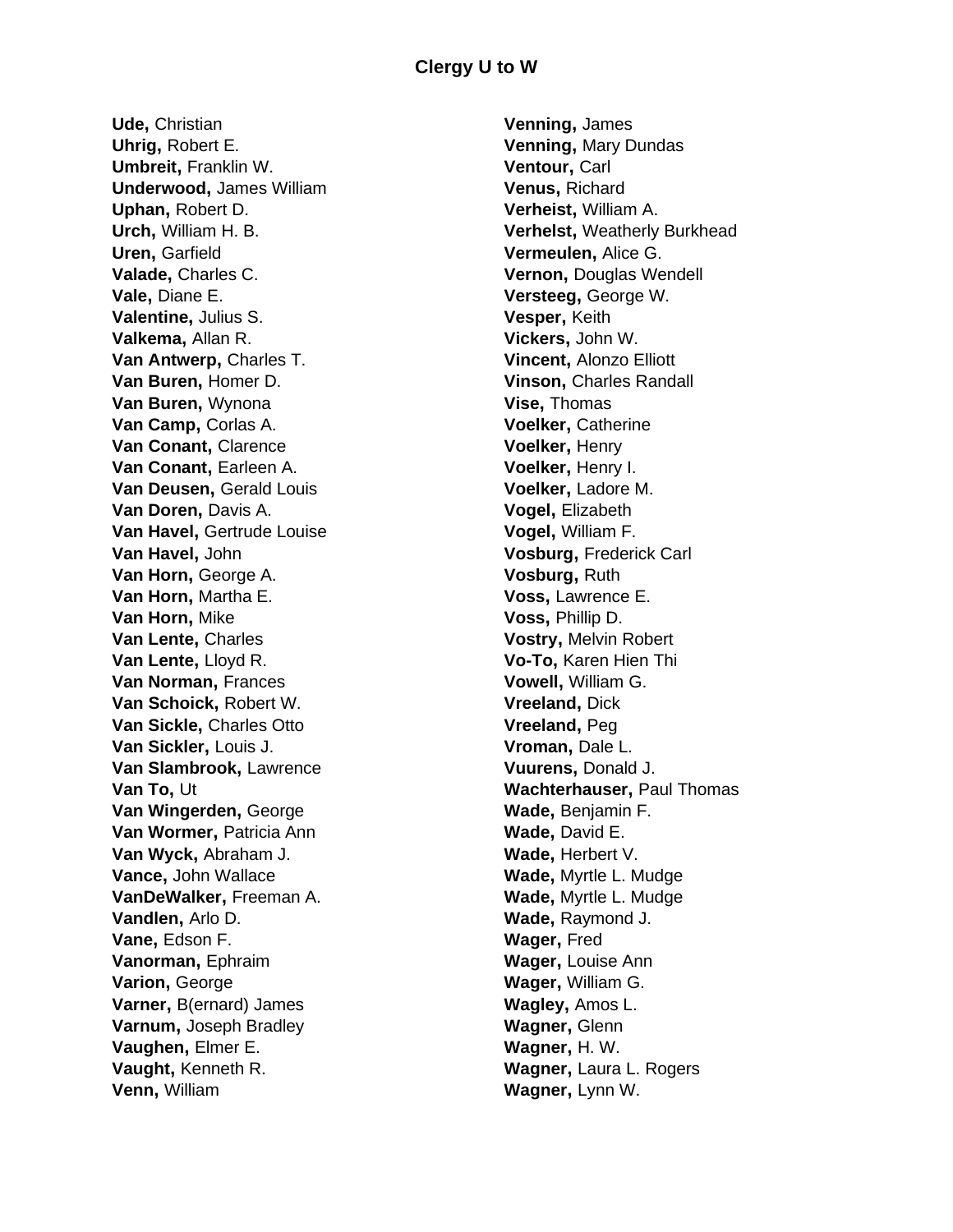# Clergy U to W

**Ude,** Christian
**Uhrig,** Robert E.
**Umbreit,** Franklin W.
**Underwood,** James William
**Uphan,** Robert D.
**Urch,** William H. B.
**Uren,** Garfield
**Valade,** Charles C.
**Vale,** Diane E.
**Valentine,** Julius S.
**Valkema,** Allan R.
**Van Antwerp,** Charles T.
**Van Buren,** Homer D.
**Van Buren,** Wynona
**Van Camp,** Corlas A.
**Van Conant,** Clarence
**Van Conant,** Earleen A.
**Van Deusen,** Gerald Louis
**Van Doren,** Davis A.
**Van Havel,** Gertrude Louise
**Van Havel,** John
**Van Horn,** George A.
**Van Horn,** Martha E.
**Van Horn,** Mike
**Van Lente,** Charles
**Van Lente,** Lloyd R.
**Van Norman,** Frances
**Van Schoick,** Robert W.
**Van Sickle,** Charles Otto
**Van Sickler,** Louis J.
**Van Slambrook,** Lawrence
**Van To,** Ut
**Van Wingerden,** George
**Van Wormer,** Patricia Ann
**Van Wyck,** Abraham J.
**Vance,** John Wallace
**VanDeWalker,** Freeman A.
**Vandlen,** Arlo D.
**Vane,** Edson F.
**Vanorman,** Ephraim
**Varion,** George
**Varner,** B(ernard) James
**Varnum,** Joseph Bradley
**Vaughen,** Elmer E.
**Vaught,** Kenneth R.
**Venn,** William
**Venning,** James
**Venning,** Mary Dundas
**Ventour,** Carl
**Venus,** Richard
**Verheist,** William A.
**Verhelst,** Weatherly Burkhead
**Vermeulen,** Alice G.
**Vernon,** Douglas Wendell
**Versteeg,** George W.
**Vesper,** Keith
**Vickers,** John W.
**Vincent,** Alonzo Elliott
**Vinson,** Charles Randall
**Vise,** Thomas
**Voelker,** Catherine
**Voelker,** Henry
**Voelker,** Henry I.
**Voelker,** Ladore M.
**Vogel,** Elizabeth
**Vogel,** William F.
**Vosburg,** Frederick Carl
**Vosburg,** Ruth
**Voss,** Lawrence E.
**Voss,** Phillip D.
**Vostry,** Melvin Robert
**Vo-To,** Karen Hien Thi
**Vowell,** William G.
**Vreeland,** Dick
**Vreeland,** Peg
**Vroman,** Dale L.
**Vuurens,** Donald J.
**Wachterhauser,** Paul Thomas
**Wade,** Benjamin F.
**Wade,** David E.
**Wade,** Herbert V.
**Wade,** Myrtle L. Mudge
**Wade,** Myrtle L. Mudge
**Wade,** Raymond J.
**Wager,** Fred
**Wager,** Louise Ann
**Wager,** William G.
**Wagley,** Amos L.
**Wagner,** Glenn
**Wagner,** H. W.
**Wagner,** Laura L. Rogers
**Wagner,** Lynn W.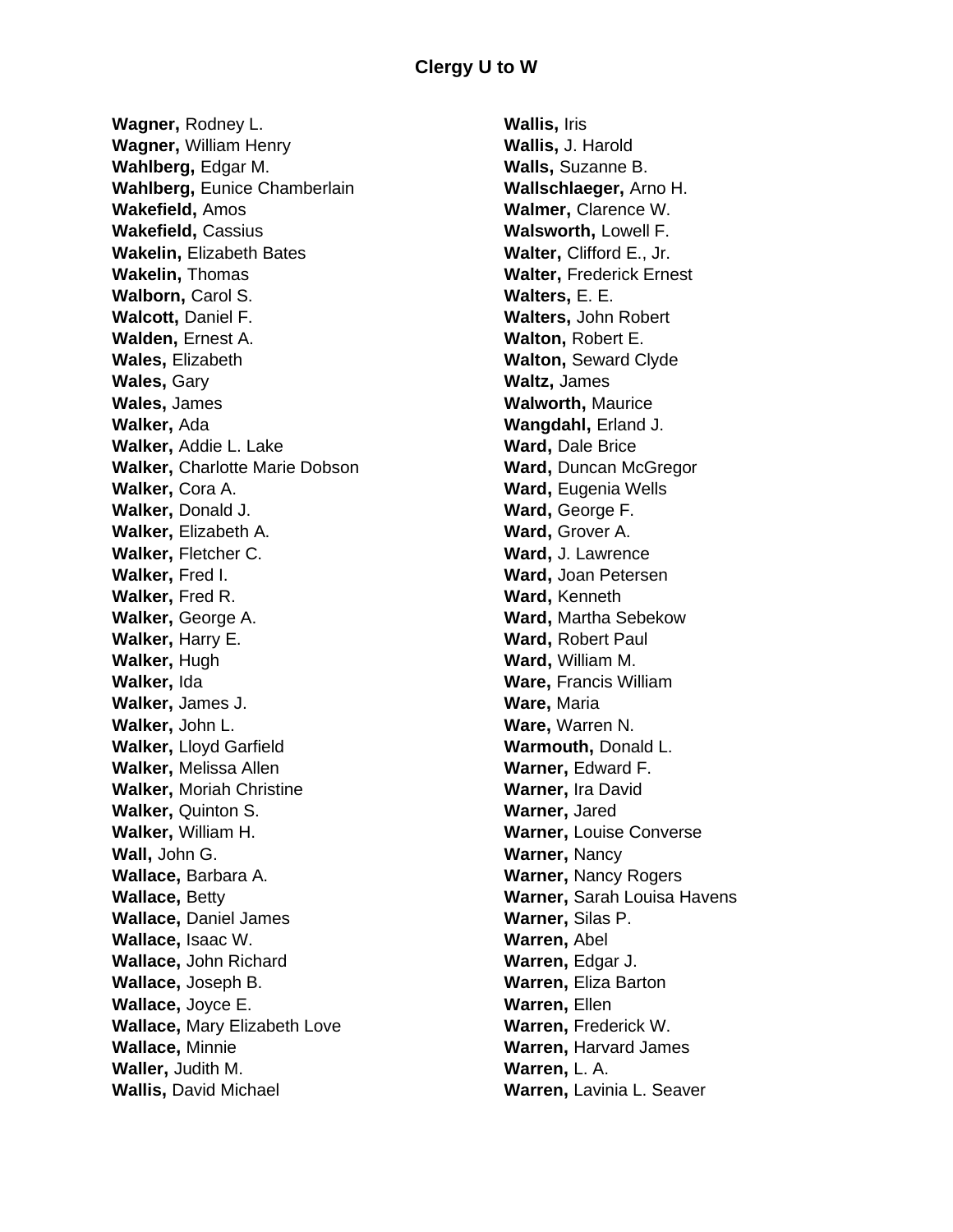## Clergy U to W

**Wagner,** Rodney L.
**Wagner,** William Henry
**Wahlberg,** Edgar M.
**Wahlberg,** Eunice Chamberlain
**Wakefield,** Amos
**Wakefield,** Cassius
**Wakelin,** Elizabeth Bates
**Wakelin,** Thomas
**Walborn,** Carol S.
**Walcott,** Daniel F.
**Walden,** Ernest A.
**Wales,** Elizabeth
**Wales,** Gary
**Wales,** James
**Walker,** Ada
**Walker,** Addie L. Lake
**Walker,** Charlotte Marie Dobson
**Walker,** Cora A.
**Walker,** Donald J.
**Walker,** Elizabeth A.
**Walker,** Fletcher C.
**Walker,** Fred I.
**Walker,** Fred R.
**Walker,** George A.
**Walker,** Harry E.
**Walker,** Hugh
**Walker,** Ida
**Walker,** James J.
**Walker,** John L.
**Walker,** Lloyd Garfield
**Walker,** Melissa Allen
**Walker,** Moriah Christine
**Walker,** Quinton S.
**Walker,** William H.
**Wall,** John G.
**Wallace,** Barbara A.
**Wallace,** Betty
**Wallace,** Daniel James
**Wallace,** Isaac W.
**Wallace,** John Richard
**Wallace,** Joseph B.
**Wallace,** Joyce E.
**Wallace,** Mary Elizabeth Love
**Wallace,** Minnie
**Waller,** Judith M.
**Wallis,** David Michael
**Wallis,** Iris
**Wallis,** J. Harold
**Walls,** Suzanne B.
**Wallschlaeger,** Arno H.
**Walmer,** Clarence W.
**Walsworth,** Lowell F.
**Walter,** Clifford E., Jr.
**Walter,** Frederick Ernest
**Walters,** E. E.
**Walters,** John Robert
**Walton,** Robert E.
**Walton,** Seward Clyde
**Waltz,** James
**Walworth,** Maurice
**Wangdahl,** Erland J.
**Ward,** Dale Brice
**Ward,** Duncan McGregor
**Ward,** Eugenia Wells
**Ward,** George F.
**Ward,** Grover A.
**Ward,** J. Lawrence
**Ward,** Joan Petersen
**Ward,** Kenneth
**Ward,** Martha Sebekow
**Ward,** Robert Paul
**Ward,** William M.
**Ware,** Francis William
**Ware,** Maria
**Ware,** Warren N.
**Warmouth,** Donald L.
**Warner,** Edward F.
**Warner,** Ira David
**Warner,** Jared
**Warner,** Louise Converse
**Warner,** Nancy
**Warner,** Nancy Rogers
**Warner,** Sarah Louisa Havens
**Warner,** Silas P.
**Warren,** Abel
**Warren,** Edgar J.
**Warren,** Eliza Barton
**Warren,** Ellen
**Warren,** Frederick W.
**Warren,** Harvard James
**Warren,** L. A.
**Warren,** Lavinia L. Seaver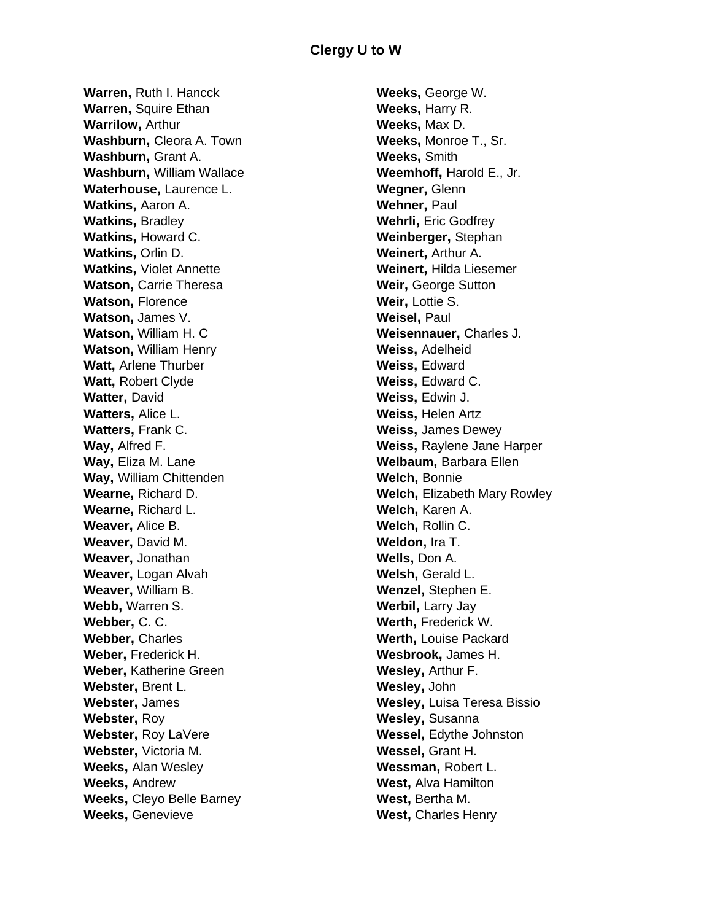## Clergy U to W

**Warren,** Ruth I. Hancck
**Warren,** Squire Ethan
**Warrilow,** Arthur
**Washburn,** Cleora A. Town
**Washburn,** Grant A.
**Washburn,** William Wallace
**Waterhouse,** Laurence L.
**Watkins,** Aaron A.
**Watkins,** Bradley
**Watkins,** Howard C.
**Watkins,** Orlin D.
**Watkins,** Violet Annette
**Watson,** Carrie Theresa
**Watson,** Florence
**Watson,** James V.
**Watson,** William H. C
**Watson,** William Henry
**Watt,** Arlene Thurber
**Watt,** Robert Clyde
**Watter,** David
**Watters,** Alice L.
**Watters,** Frank C.
**Way,** Alfred F.
**Way,** Eliza M. Lane
**Way,** William Chittenden
**Wearne,** Richard D.
**Wearne,** Richard L.
**Weaver,** Alice B.
**Weaver,** David M.
**Weaver,** Jonathan
**Weaver,** Logan Alvah
**Weaver,** William B.
**Webb,** Warren S.
**Webber,** C. C.
**Webber,** Charles
**Weber,** Frederick H.
**Weber,** Katherine Green
**Webster,** Brent L.
**Webster,** James
**Webster,** Roy
**Webster,** Roy LaVere
**Webster,** Victoria M.
**Weeks,** Alan Wesley
**Weeks,** Andrew
**Weeks,** Cleyo Belle Barney
**Weeks,** Genevieve
**Weeks,** George W.
**Weeks,** Harry R.
**Weeks,** Max D.
**Weeks,** Monroe T., Sr.
**Weeks,** Smith
**Weemhoff,** Harold E., Jr.
**Wegner,** Glenn
**Wehner,** Paul
**Wehrli,** Eric Godfrey
**Weinberger,** Stephan
**Weinert,** Arthur A.
**Weinert,** Hilda Liesemer
**Weir,** George Sutton
**Weir,** Lottie S.
**Weisel,** Paul
**Weisennauer,** Charles J.
**Weiss,** Adelheid
**Weiss,** Edward
**Weiss,** Edward C.
**Weiss,** Edwin J.
**Weiss,** Helen Artz
**Weiss,** James Dewey
**Weiss,** Raylene Jane Harper
**Welbaum,** Barbara Ellen
**Welch,** Bonnie
**Welch,** Elizabeth Mary Rowley
**Welch,** Karen A.
**Welch,** Rollin C.
**Weldon,** Ira T.
**Wells,** Don A.
**Welsh,** Gerald L.
**Wenzel,** Stephen E.
**Werbil,** Larry Jay
**Werth,** Frederick W.
**Werth,** Louise Packard
**Wesbrook,** James H.
**Wesley,** Arthur F.
**Wesley,** John
**Wesley,** Luisa Teresa Bissio
**Wesley,** Susanna
**Wessel,** Edythe Johnston
**Wessel,** Grant H.
**Wessman,** Robert L.
**West,** Alva Hamilton
**West,** Bertha M.
**West,** Charles Henry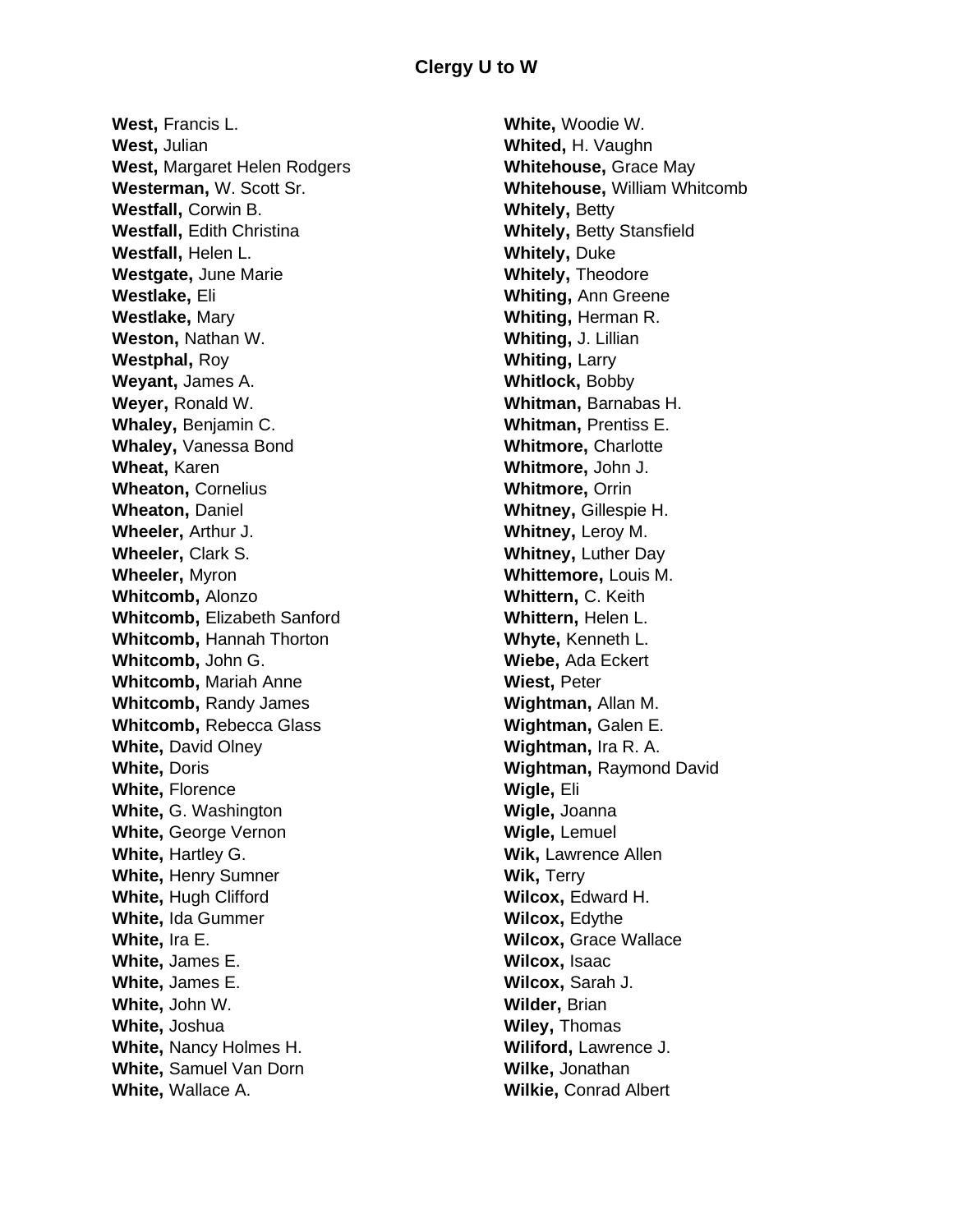## Clergy U to W

**West,** Francis L.
**West,** Julian
**West,** Margaret Helen Rodgers
**Westerman,** W. Scott Sr.
**Westfall,** Corwin B.
**Westfall,** Edith Christina
**Westfall,** Helen L.
**Westgate,** June Marie
**Westlake,** Eli
**Westlake,** Mary
**Weston,** Nathan W.
**Westphal,** Roy
**Weyant,** James A.
**Weyer,** Ronald W.
**Whaley,** Benjamin C.
**Whaley,** Vanessa Bond
**Wheat,** Karen
**Wheaton,** Cornelius
**Wheaton,** Daniel
**Wheeler,** Arthur J.
**Wheeler,** Clark S.
**Wheeler,** Myron
**Whitcomb,** Alonzo
**Whitcomb,** Elizabeth Sanford
**Whitcomb,** Hannah Thorton
**Whitcomb,** John G.
**Whitcomb,** Mariah Anne
**Whitcomb,** Randy James
**Whitcomb,** Rebecca Glass
**White,** David Olney
**White,** Doris
**White,** Florence
**White,** G. Washington
**White,** George Vernon
**White,** Hartley G.
**White,** Henry Sumner
**White,** Hugh Clifford
**White,** Ida Gummer
**White,** Ira E.
**White,** James E.
**White,** James E.
**White,** John W.
**White,** Joshua
**White,** Nancy Holmes H.
**White,** Samuel Van Dorn
**White,** Wallace A.
**White,** Woodie W.
**Whited,** H. Vaughn
**Whitehouse,** Grace May
**Whitehouse,** William Whitcomb
**Whitely,** Betty
**Whitely,** Betty Stansfield
**Whitely,** Duke
**Whitely,** Theodore
**Whiting,** Ann Greene
**Whiting,** Herman R.
**Whiting,** J. Lillian
**Whiting,** Larry
**Whitlock,** Bobby
**Whitman,** Barnabas H.
**Whitman,** Prentiss E.
**Whitmore,** Charlotte
**Whitmore,** John J.
**Whitmore,** Orrin
**Whitney,** Gillespie H.
**Whitney,** Leroy M.
**Whitney,** Luther Day
**Whittemore,** Louis M.
**Whittern,** C. Keith
**Whittern,** Helen L.
**Whyte,** Kenneth L.
**Wiebe,** Ada Eckert
**Wiest,** Peter
**Wightman,** Allan M.
**Wightman,** Galen E.
**Wightman,** Ira R. A.
**Wightman,** Raymond David
**Wigle,** Eli
**Wigle,** Joanna
**Wigle,** Lemuel
**Wik,** Lawrence Allen
**Wik,** Terry
**Wilcox,** Edward H.
**Wilcox,** Edythe
**Wilcox,** Grace Wallace
**Wilcox,** Isaac
**Wilcox,** Sarah J.
**Wilder,** Brian
**Wiley,** Thomas
**Wiliford,** Lawrence J.
**Wilke,** Jonathan
**Wilkie,** Conrad Albert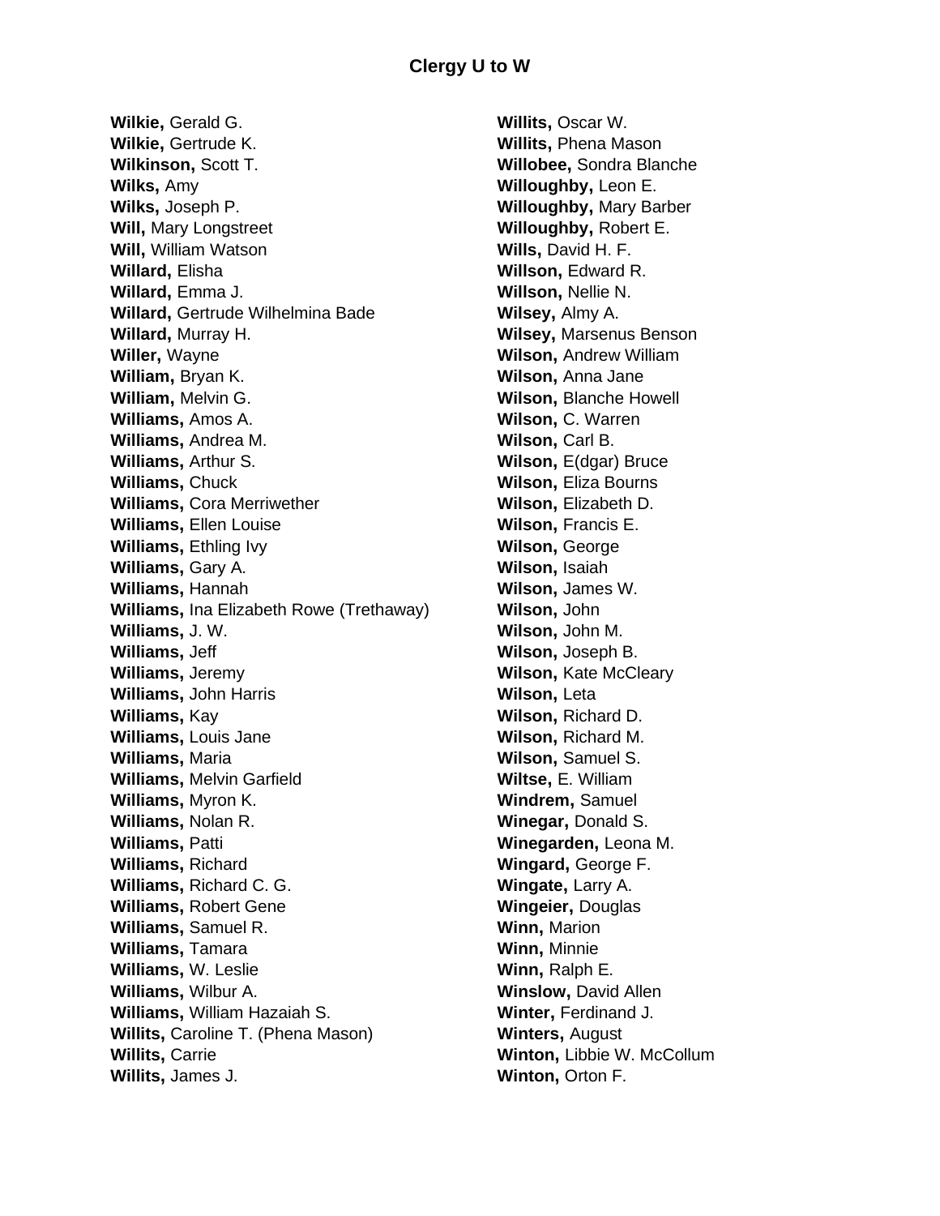**Wilkie,** Gerald G.
**Wilkie,** Gertrude K.
**Wilkinson,** Scott T.
**Wilks,** Amy
**Wilks,** Joseph P.
**Will,** Mary Longstreet
**Will,** William Watson
**Willard,** Elisha
**Willard,** Emma J.
**Willard,** Gertrude Wilhelmina Bade
**Willard,** Murray H.
**Willer,** Wayne
**William,** Bryan K.
**William,** Melvin G.
**Williams,** Amos A.
**Williams,** Andrea M.
**Williams,** Arthur S.
**Williams,** Chuck
**Williams,** Cora Merriwether
**Williams,** Ellen Louise
**Williams,** Ethling Ivy
**Williams,** Gary A.
**Williams,** Hannah
**Williams,** Ina Elizabeth Rowe (Trethaway)
**Williams,** J. W.
**Williams,** Jeff
**Williams,** Jeremy
**Williams,** John Harris
**Williams,** Kay
**Williams,** Louis Jane
**Williams,** Maria
**Williams,** Melvin Garfield
**Williams,** Myron K.
**Williams,** Nolan R.
**Williams,** Patti
**Williams,** Richard
**Williams,** Richard C. G.
**Williams,** Robert Gene
**Williams,** Samuel R.
**Williams,** Tamara
**Williams,** W. Leslie
**Williams,** Wilbur A.
**Williams,** William Hazaiah S.
**Willits,** Caroline T. (Phena Mason)
**Willits,** Carrie
**Willits,** James J.
**Willits,** Oscar W.
**Willits,** Phena Mason
**Willobee,** Sondra Blanche
**Willoughby,** Leon E.
**Willoughby,** Mary Barber
**Willoughby,** Robert E.
**Wills,** David H. F.
**Willson,** Edward R.
**Willson,** Nellie N.
**Wilsey,** Almy A.
**Wilsey,** Marsenus Benson
**Wilson,** Andrew William
**Wilson,** Anna Jane
**Wilson,** Blanche Howell
**Wilson,** C. Warren
**Wilson,** Carl B.
**Wilson,** E(dgar) Bruce
**Wilson,** Eliza Bourns
**Wilson,** Elizabeth D.
**Wilson,** Francis E.
**Wilson,** George
**Wilson,** Isaiah
**Wilson,** James W.
**Wilson,** John
**Wilson,** John M.
**Wilson,** Joseph B.
**Wilson,** Kate McCleary
**Wilson,** Leta
**Wilson,** Richard D.
**Wilson,** Richard M.
**Wilson,** Samuel S.
**Wiltse,** E. William
**Windrem,** Samuel
**Winegar,** Donald S.
**Winegarden,** Leona M.
**Wingard,** George F.
**Wingate,** Larry A.
**Wingeier,** Douglas
**Winn,** Marion
**Winn,** Minnie
**Winn,** Ralph E.
**Winslow,** David Allen
**Winter,** Ferdinand J.
**Winters,** August
**Winton,** Libbie W. McCollum
**Winton,** Orton F.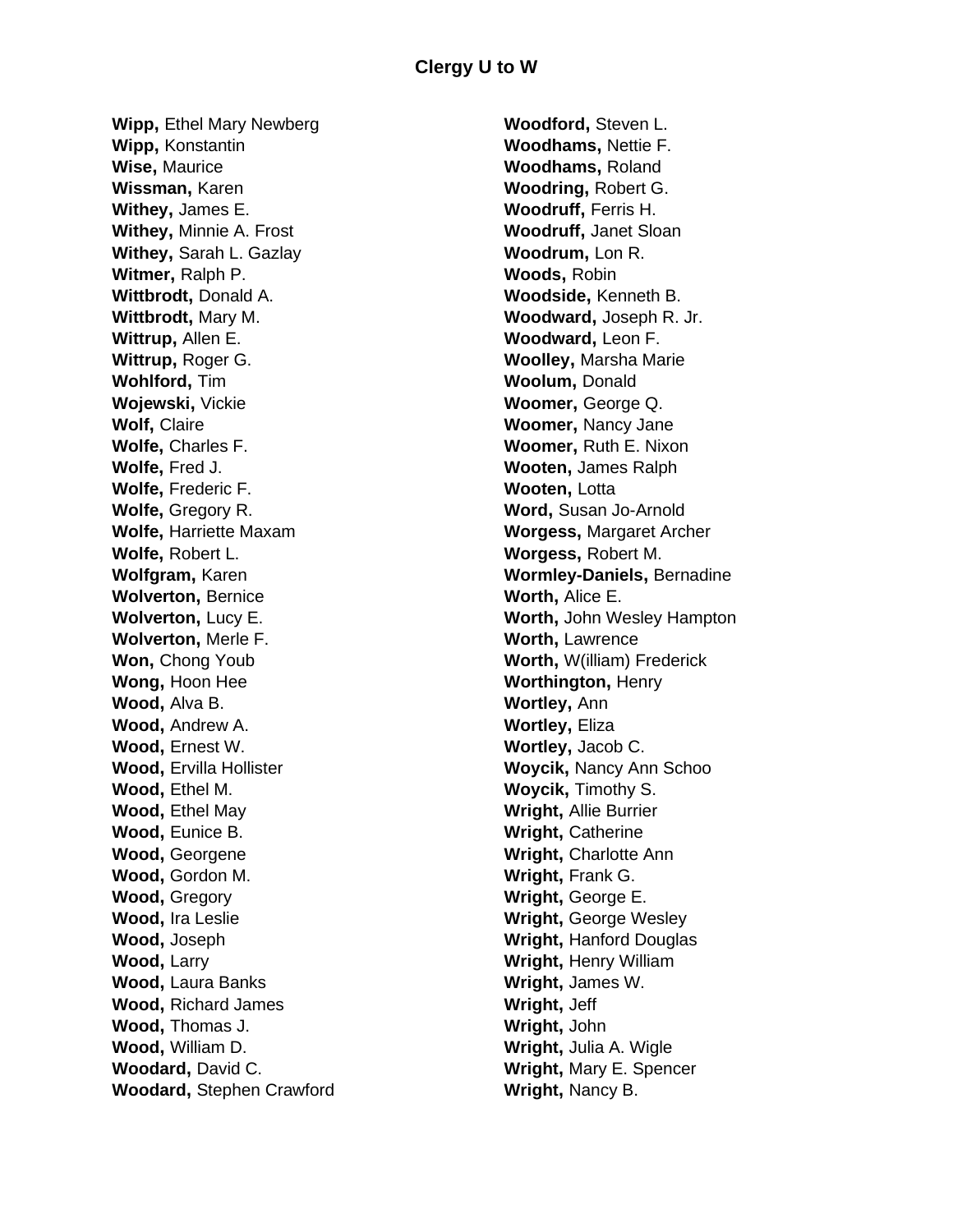## Clergy U to W

**Wipp,** Ethel Mary Newberg
**Wipp,** Konstantin
**Wise,** Maurice
**Wissman,** Karen
**Withey,** James E.
**Withey,** Minnie A. Frost
**Withey,** Sarah L. Gazlay
**Witmer,** Ralph P.
**Wittbrodt,** Donald A.
**Wittbrodt,** Mary M.
**Wittrup,** Allen E.
**Wittrup,** Roger G.
**Wohlford,** Tim
**Wojewski,** Vickie
**Wolf,** Claire
**Wolfe,** Charles F.
**Wolfe,** Fred J.
**Wolfe,** Frederic F.
**Wolfe,** Gregory R.
**Wolfe,** Harriette Maxam
**Wolfe,** Robert L.
**Wolfgram,** Karen
**Wolverton,** Bernice
**Wolverton,** Lucy E.
**Wolverton,** Merle F.
**Won,** Chong Youb
**Wong,** Hoon Hee
**Wood,** Alva B.
**Wood,** Andrew A.
**Wood,** Ernest W.
**Wood,** Ervilla Hollister
**Wood,** Ethel M.
**Wood,** Ethel May
**Wood,** Eunice B.
**Wood,** Georgene
**Wood,** Gordon M.
**Wood,** Gregory
**Wood,** Ira Leslie
**Wood,** Joseph
**Wood,** Larry
**Wood,** Laura Banks
**Wood,** Richard James
**Wood,** Thomas J.
**Wood,** William D.
**Woodard,** David C.
**Woodard,** Stephen Crawford
**Woodford,** Steven L.
**Woodhams,** Nettie F.
**Woodhams,** Roland
**Woodring,** Robert G.
**Woodruff,** Ferris H.
**Woodruff,** Janet Sloan
**Woodrum,** Lon R.
**Woods,** Robin
**Woodside,** Kenneth B.
**Woodward,** Joseph R. Jr.
**Woodward,** Leon F.
**Woolley,** Marsha Marie
**Woolum,** Donald
**Woomer,** George Q.
**Woomer,** Nancy Jane
**Woomer,** Ruth E. Nixon
**Wooten,** James Ralph
**Wooten,** Lotta
**Word,** Susan Jo-Arnold
**Worgess,** Margaret Archer
**Worgess,** Robert M.
**Wormley-Daniels,** Bernadine
**Worth,** Alice E.
**Worth,** John Wesley Hampton
**Worth,** Lawrence
**Worth,** W(illiam) Frederick
**Worthington,** Henry
**Wortley,** Ann
**Wortley,** Eliza
**Wortley,** Jacob C.
**Woycik,** Nancy Ann Schoo
**Woycik,** Timothy S.
**Wright,** Allie Burrier
**Wright,** Catherine
**Wright,** Charlotte Ann
**Wright,** Frank G.
**Wright,** George E.
**Wright,** George Wesley
**Wright,** Hanford Douglas
**Wright,** Henry William
**Wright,** James W.
**Wright,** Jeff
**Wright,** John
**Wright,** Julia A. Wigle
**Wright,** Mary E. Spencer
**Wright,** Nancy B.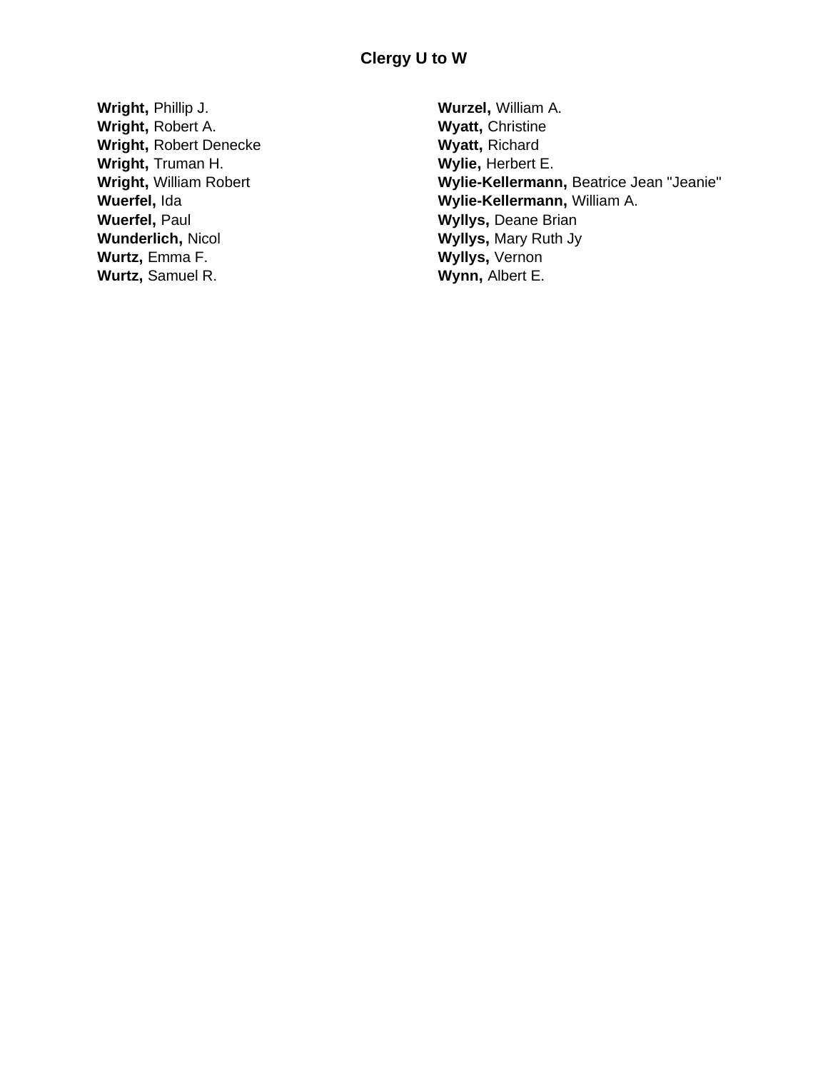## Clergy U to W

**Wright,** Phillip J.
**Wright,** Robert A.
**Wright,** Robert Denecke
**Wright,** Truman H.
**Wright,** William Robert
**Wuerfel,** Ida
**Wuerfel,** Paul
**Wunderlich,** Nicol
**Wurtz,** Emma F.
**Wurtz,** Samuel R.
**Wurzel,** William A.
**Wyatt,** Christine
**Wyatt,** Richard
**Wylie,** Herbert E.
**Wylie-Kellermann,** Beatrice Jean "Jeanie"
**Wylie-Kellermann,** William A.
**Wyllys,** Deane Brian
**Wyllys,** Mary Ruth Jy
**Wyllys,** Vernon
**Wynn,** Albert E.